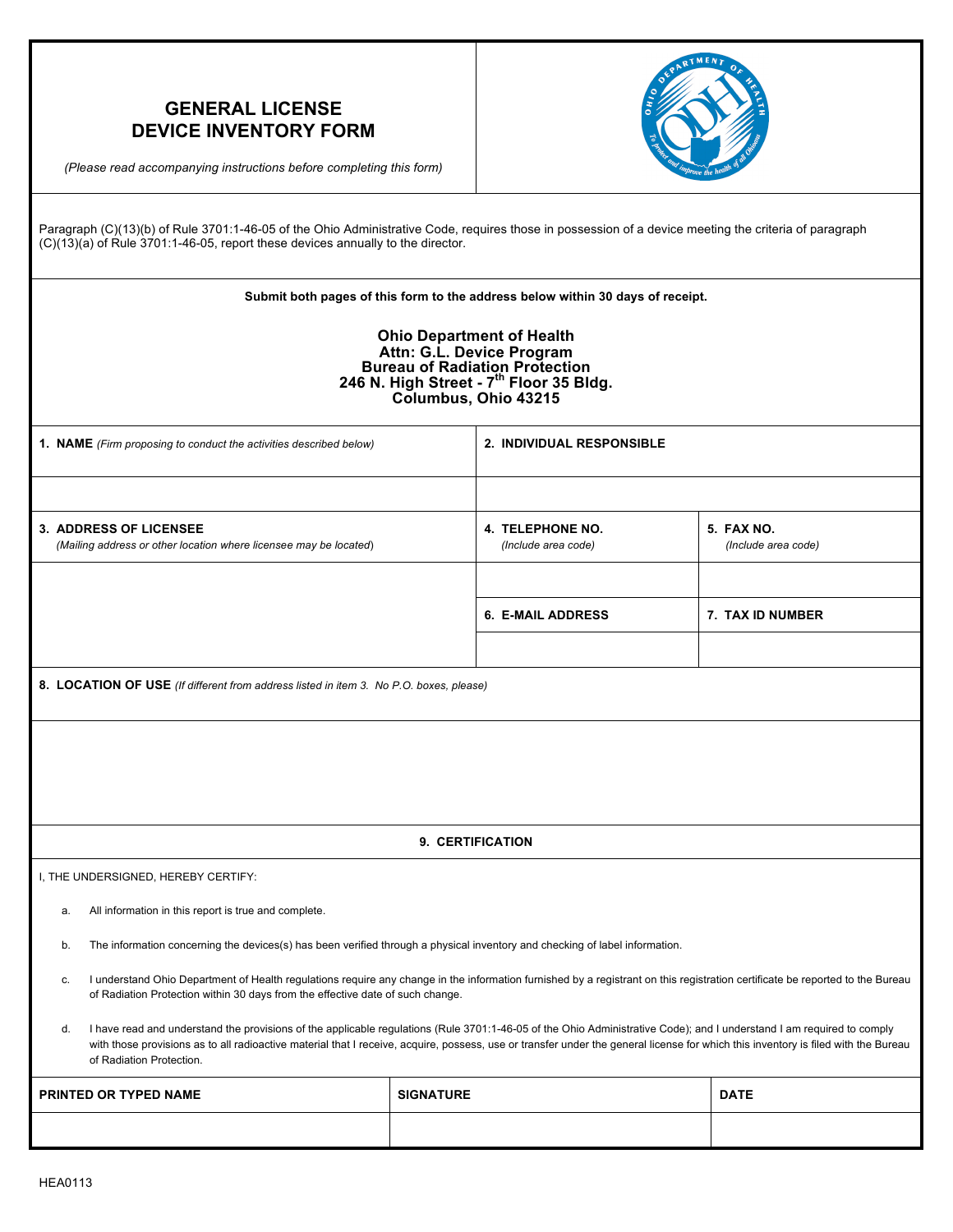# GENERAL LICENSE DEVICE INVENTORY FORM

*(Please read accompanying instructions before completing this form)*

Paragraph (C)(13)(b) of Rule 3701:1-46-05 of the Ohio Administrative Code, requires those in possession of a device meeting the criteria of paragraph (C)(13)(a) of Rule 3701:1-46-05, report these devices annually to the director.

**Submit both pages of this form to the address below within 30 days of receipt.**

**Ohio Department of Health**
**Attn: G.L. Device Program**
**Bureau of Radiation Protection**
**246 N. High Street - 7th Floor 35 Bldg.**
**Columbus, Ohio 43215**

| **1. NAME** *(Firm proposing to conduct the activities described below)* | **2. INDIVIDUAL RESPONSIBLE** | |
| --- | --- | --- |
| | | |
| **3. ADDRESS OF LICENSEE** *(Mailing address or other location where licensee may be located)* | **4. TELEPHONE NO.** *(Include area code)* | **5. FAX NO.** *(Include area code)* |
| | | |
| | **6. E-MAIL ADDRESS** | **7. TAX ID NUMBER** |
| | | |

**8. LOCATION OF USE** *(If different from address listed in item 3. No P.O. boxes, please)*

## 9. CERTIFICATION

I, THE UNDERSIGNED, HEREBY CERTIFY:

a. All information in this report is true and complete.

b. The information concerning the devices(s) has been verified through a physical inventory and checking of label information.

c. I understand Ohio Department of Health regulations require any change in the information furnished by a registrant on this registration certificate be reported to the Bureau of Radiation Protection within 30 days from the effective date of such change.

d. I have read and understand the provisions of the applicable regulations (Rule 3701:1-46-05 of the Ohio Administrative Code); and I understand I am required to comply with those provisions as to all radioactive material that I receive, acquire, possess, use or transfer under the general license for which this inventory is filed with the Bureau of Radiation Protection.

| PRINTED OR TYPED NAME | SIGNATURE | DATE |
| --- | --- | --- |
| | | |

HEA0113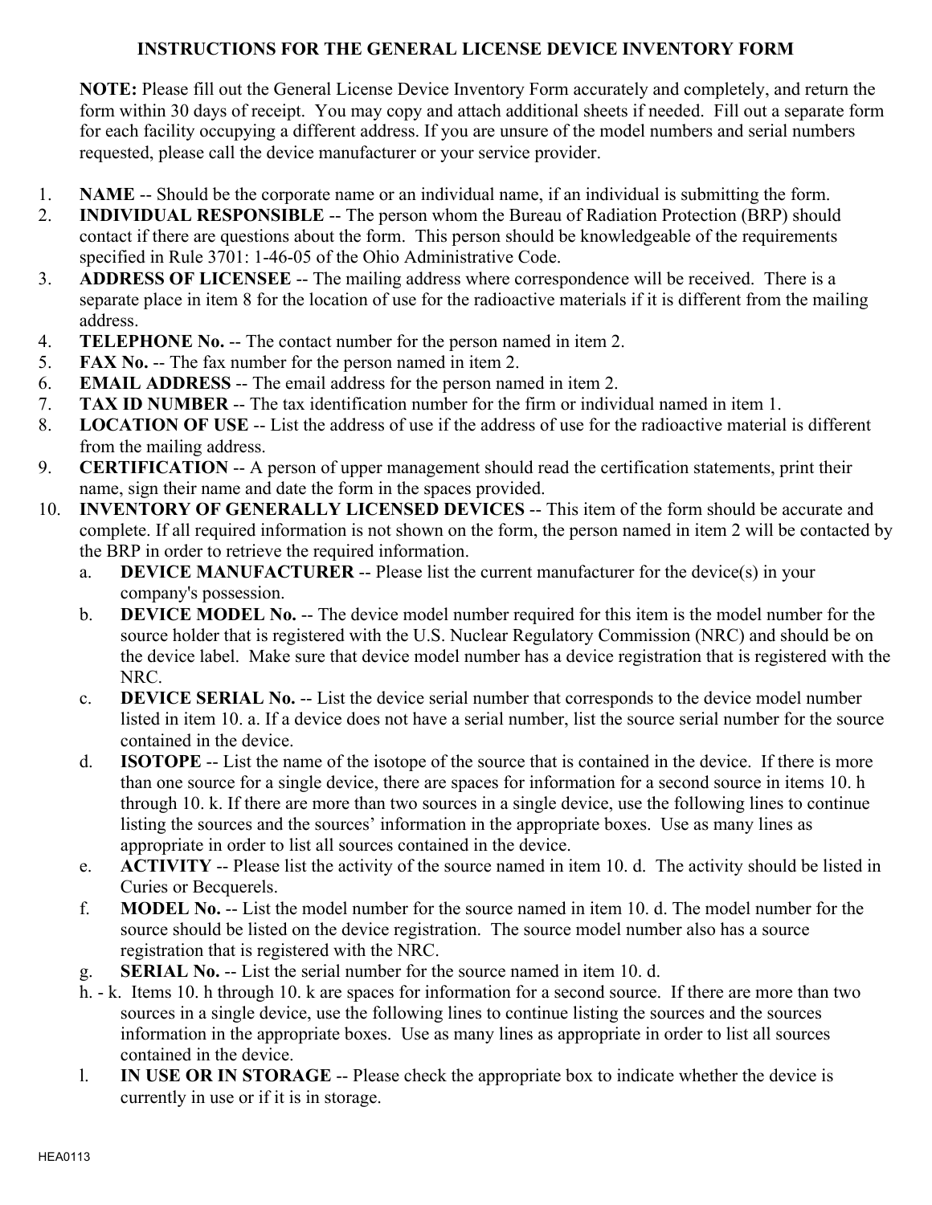# INSTRUCTIONS FOR THE GENERAL LICENSE DEVICE INVENTORY FORM

**NOTE:** Please fill out the General License Device Inventory Form accurately and completely, and return the form within 30 days of receipt. You may copy and attach additional sheets if needed. Fill out a separate form for each facility occupying a different address. If you are unsure of the model numbers and serial numbers requested, please call the device manufacturer or your service provider.

1. **NAME** -- Should be the corporate name or an individual name, if an individual is submitting the form.
2. **INDIVIDUAL RESPONSIBLE** -- The person whom the Bureau of Radiation Protection (BRP) should contact if there are questions about the form. This person should be knowledgeable of the requirements specified in Rule 3701: 1-46-05 of the Ohio Administrative Code.
3. **ADDRESS OF LICENSEE** -- The mailing address where correspondence will be received. There is a separate place in item 8 for the location of use for the radioactive materials if it is different from the mailing address.
4. **TELEPHONE No.** -- The contact number for the person named in item 2.
5. **FAX No.** -- The fax number for the person named in item 2.
6. **EMAIL ADDRESS** -- The email address for the person named in item 2.
7. **TAX ID NUMBER** -- The tax identification number for the firm or individual named in item 1.
8. **LOCATION OF USE** -- List the address of use if the address of use for the radioactive material is different from the mailing address.
9. **CERTIFICATION** -- A person of upper management should read the certification statements, print their name, sign their name and date the form in the spaces provided.
10. **INVENTORY OF GENERALLY LICENSED DEVICES** -- This item of the form should be accurate and complete. If all required information is not shown on the form, the person named in item 2 will be contacted by the BRP in order to retrieve the required information.
    - a. **DEVICE MANUFACTURER** -- Please list the current manufacturer for the device(s) in your company's possession.
    - b. **DEVICE MODEL No.** -- The device model number required for this item is the model number for the source holder that is registered with the U.S. Nuclear Regulatory Commission (NRC) and should be on the device label. Make sure that device model number has a device registration that is registered with the NRC.
    - c. **DEVICE SERIAL No.** -- List the device serial number that corresponds to the device model number listed in item 10. a. If a device does not have a serial number, list the source serial number for the source contained in the device.
    - d. **ISOTOPE** -- List the name of the isotope of the source that is contained in the device. If there is more than one source for a single device, there are spaces for information for a second source in items 10. h through 10. k. If there are more than two sources in a single device, use the following lines to continue listing the sources and the sources' information in the appropriate boxes. Use as many lines as appropriate in order to list all sources contained in the device.
    - e. **ACTIVITY** -- Please list the activity of the source named in item 10. d. The activity should be listed in Curies or Becquerels.
    - f. **MODEL No.** -- List the model number for the source named in item 10. d. The model number for the source should be listed on the device registration. The source model number also has a source registration that is registered with the NRC.
    - g. **SERIAL No.** -- List the serial number for the source named in item 10. d.
    - h. - k. Items 10. h through 10. k are spaces for information for a second source. If there are more than two sources in a single device, use the following lines to continue listing the sources and the sources information in the appropriate boxes. Use as many lines as appropriate in order to list all sources contained in the device.
    - l. **IN USE OR IN STORAGE** -- Please check the appropriate box to indicate whether the device is currently in use or if it is in storage.

HEA0113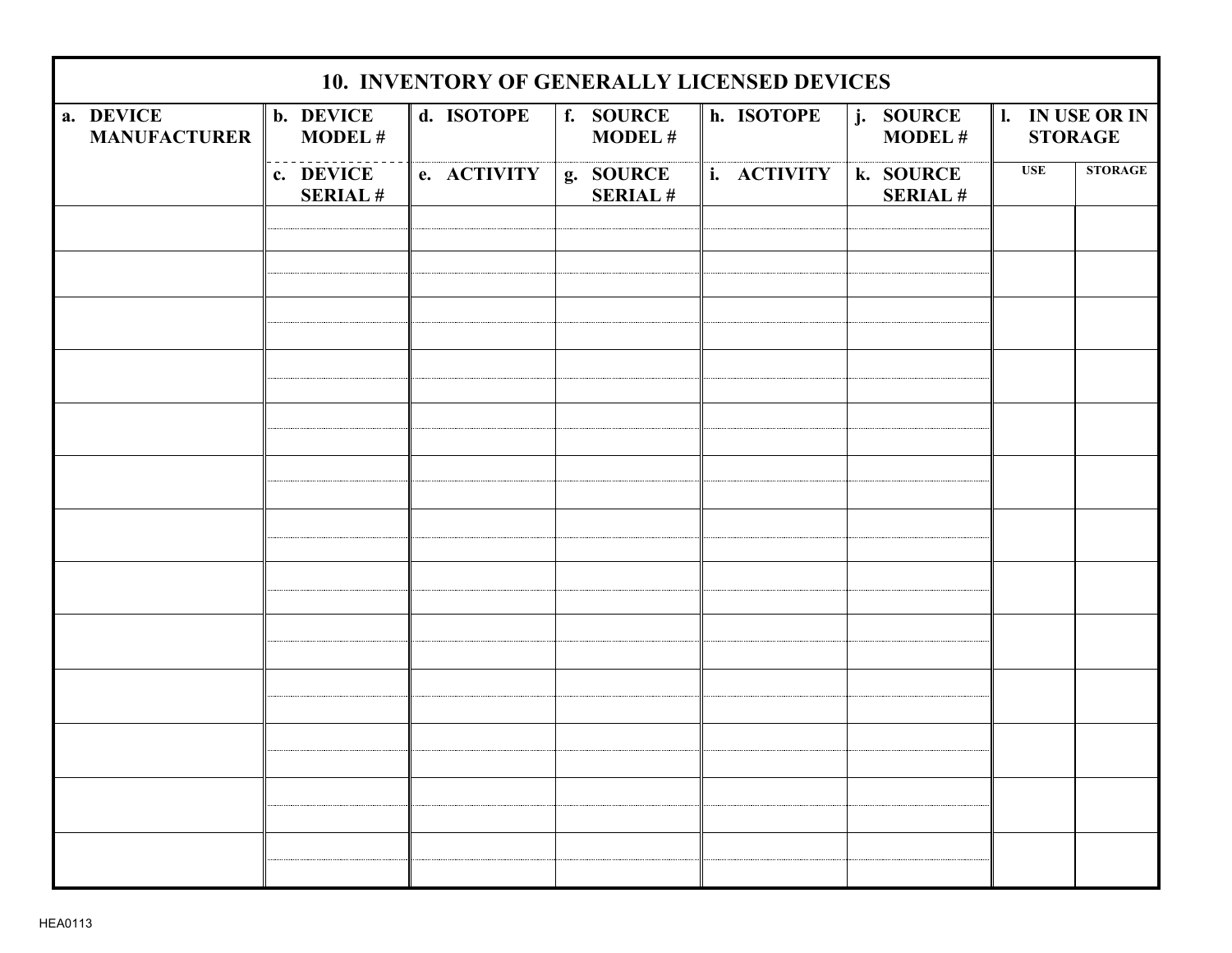## 10. INVENTORY OF GENERALLY LICENSED DEVICES

| a. DEVICE MANUFACTURER | b. DEVICE MODEL # / c. DEVICE SERIAL # | d. ISOTOPE / e. ACTIVITY | f. SOURCE MODEL # / g. SOURCE SERIAL # | h. ISOTOPE / i. ACTIVITY | j. SOURCE MODEL # / k. SOURCE SERIAL # | l. IN USE OR IN STORAGE | |
|---|---|---|---|---|---|---|---|
| | | | | | | USE | STORAGE |
| | | | | | | | |
| | | | | | | | |
| | | | | | | | |
| | | | | | | | |
| | | | | | | | |
| | | | | | | | |
| | | | | | | | |
| | | | | | | | |
| | | | | | | | |
| | | | | | | | |
| | | | | | | | |
| | | | | | | | |
| | | | | | | | |

HEA0113